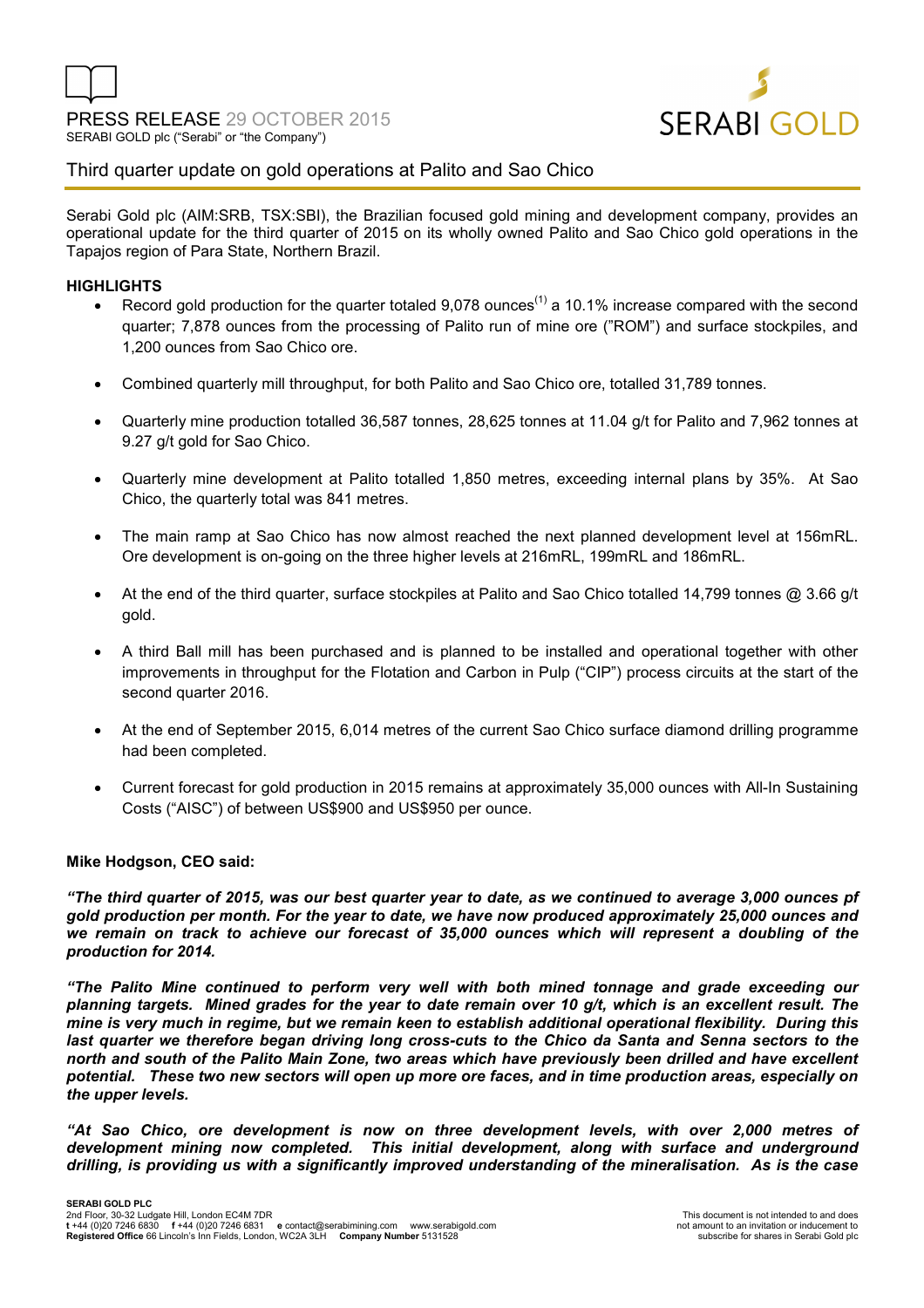PRESS RELEASE 29 OCTOBER 2015

SERABI GOLD plc ("Serabi" or "the Company")

## Third quarter update on gold operations at Palito and Sao Chico

Serabi Gold plc (AIM:SRB, TSX:SBI), the Brazilian focused gold mining and development company, provides an operational update for the third quarter of 2015 on its wholly owned Palito and Sao Chico gold operations in the Tapajos region of Para State, Northern Brazil.

### HIGHLIGHTS

- Record gold production for the quarter totaled 9,078 ounces(1) a 10.1% increase compared with the second quarter; 7,878 ounces from the processing of Palito run of mine ore ("ROM") and surface stockpiles, and 1,200 ounces from Sao Chico ore.
- Combined quarterly mill throughput, for both Palito and Sao Chico ore, totalled 31,789 tonnes.
- Quarterly mine production totalled 36,587 tonnes, 28,625 tonnes at 11.04 g/t for Palito and 7,962 tonnes at 9.27 g/t gold for Sao Chico.
- Quarterly mine development at Palito totalled 1,850 metres, exceeding internal plans by 35%. At Sao Chico, the quarterly total was 841 metres.
- The main ramp at Sao Chico has now almost reached the next planned development level at 156mRL. Ore development is on-going on the three higher levels at 216mRL, 199mRL and 186mRL.
- At the end of the third quarter, surface stockpiles at Palito and Sao Chico totalled 14,799 tonnes @ 3.66 g/t gold.
- A third Ball mill has been purchased and is planned to be installed and operational together with other improvements in throughput for the Flotation and Carbon in Pulp ("CIP") process circuits at the start of the second quarter 2016.
- At the end of September 2015, 6,014 metres of the current Sao Chico surface diamond drilling programme had been completed.
- Current forecast for gold production in 2015 remains at approximately 35,000 ounces with All-In Sustaining Costs ("AISC") of between US$900 and US$950 per ounce.

**Mike Hodgson, CEO said:**

***"The third quarter of 2015, was our best quarter year to date, as we continued to average 3,000 ounces pf gold production per month. For the year to date, we have now produced approximately 25,000 ounces and we remain on track to achieve our forecast of 35,000 ounces which will represent a doubling of the production for 2014.***

***"The Palito Mine continued to perform very well with both mined tonnage and grade exceeding our planning targets. Mined grades for the year to date remain over 10 g/t, which is an excellent result. The mine is very much in regime, but we remain keen to establish additional operational flexibility. During this last quarter we therefore began driving long cross-cuts to the Chico da Santa and Senna sectors to the north and south of the Palito Main Zone, two areas which have previously been drilled and have excellent potential. These two new sectors will open up more ore faces, and in time production areas, especially on the upper levels.***

***"At Sao Chico, ore development is now on three development levels, with over 2,000 metres of development mining now completed. This initial development, along with surface and underground drilling, is providing us with a significantly improved understanding of the mineralisation. As is the case***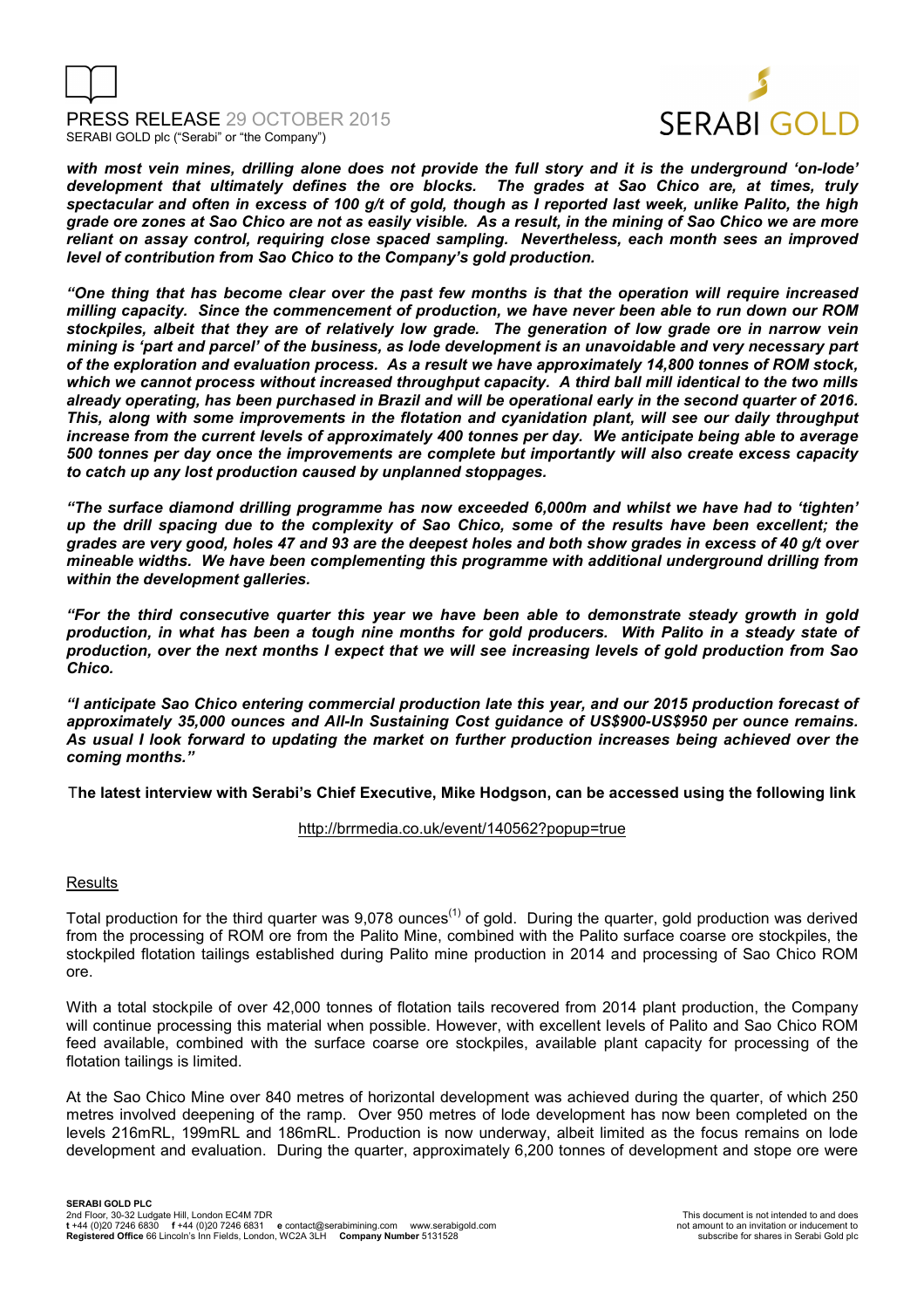***with most vein mines, drilling alone does not provide the full story and it is the underground 'on-lode' development that ultimately defines the ore blocks. The grades at Sao Chico are, at times, truly spectacular and often in excess of 100 g/t of gold, though as I reported last week, unlike Palito, the high grade ore zones at Sao Chico are not as easily visible. As a result, in the mining of Sao Chico we are more reliant on assay control, requiring close spaced sampling. Nevertheless, each month sees an improved level of contribution from Sao Chico to the Company's gold production.***

***"One thing that has become clear over the past few months is that the operation will require increased milling capacity. Since the commencement of production, we have never been able to run down our ROM stockpiles, albeit that they are of relatively low grade. The generation of low grade ore in narrow vein mining is 'part and parcel' of the business, as lode development is an unavoidable and very necessary part of the exploration and evaluation process. As a result we have approximately 14,800 tonnes of ROM stock, which we cannot process without increased throughput capacity. A third ball mill identical to the two mills already operating, has been purchased in Brazil and will be operational early in the second quarter of 2016. This, along with some improvements in the flotation and cyanidation plant, will see our daily throughput increase from the current levels of approximately 400 tonnes per day. We anticipate being able to average 500 tonnes per day once the improvements are complete but importantly will also create excess capacity to catch up any lost production caused by unplanned stoppages.***

***"The surface diamond drilling programme has now exceeded 6,000m and whilst we have had to 'tighten' up the drill spacing due to the complexity of Sao Chico, some of the results have been excellent; the grades are very good, holes 47 and 93 are the deepest holes and both show grades in excess of 40 g/t over mineable widths. We have been complementing this programme with additional underground drilling from within the development galleries.***

***"For the third consecutive quarter this year we have been able to demonstrate steady growth in gold production, in what has been a tough nine months for gold producers. With Palito in a steady state of production, over the next months I expect that we will see increasing levels of gold production from Sao Chico.***

***"I anticipate Sao Chico entering commercial production late this year, and our 2015 production forecast of approximately 35,000 ounces and All-In Sustaining Cost guidance of US$900-US$950 per ounce remains. As usual I look forward to updating the market on further production increases being achieved over the coming months."***

**The latest interview with Serabi's Chief Executive, Mike Hodgson, can be accessed using the following link**

http://brrmedia.co.uk/event/140562?popup=true

## Results

Total production for the third quarter was 9,078 ounces[1] of gold. During the quarter, gold production was derived from the processing of ROM ore from the Palito Mine, combined with the Palito surface coarse ore stockpiles, the stockpiled flotation tailings established during Palito mine production in 2014 and processing of Sao Chico ROM ore.

With a total stockpile of over 42,000 tonnes of flotation tails recovered from 2014 plant production, the Company will continue processing this material when possible. However, with excellent levels of Palito and Sao Chico ROM feed available, combined with the surface coarse ore stockpiles, available plant capacity for processing of the flotation tailings is limited.

At the Sao Chico Mine over 840 metres of horizontal development was achieved during the quarter, of which 250 metres involved deepening of the ramp. Over 950 metres of lode development has now been completed on the levels 216mRL, 199mRL and 186mRL. Production is now underway, albeit limited as the focus remains on lode development and evaluation. During the quarter, approximately 6,200 tonnes of development and stope ore were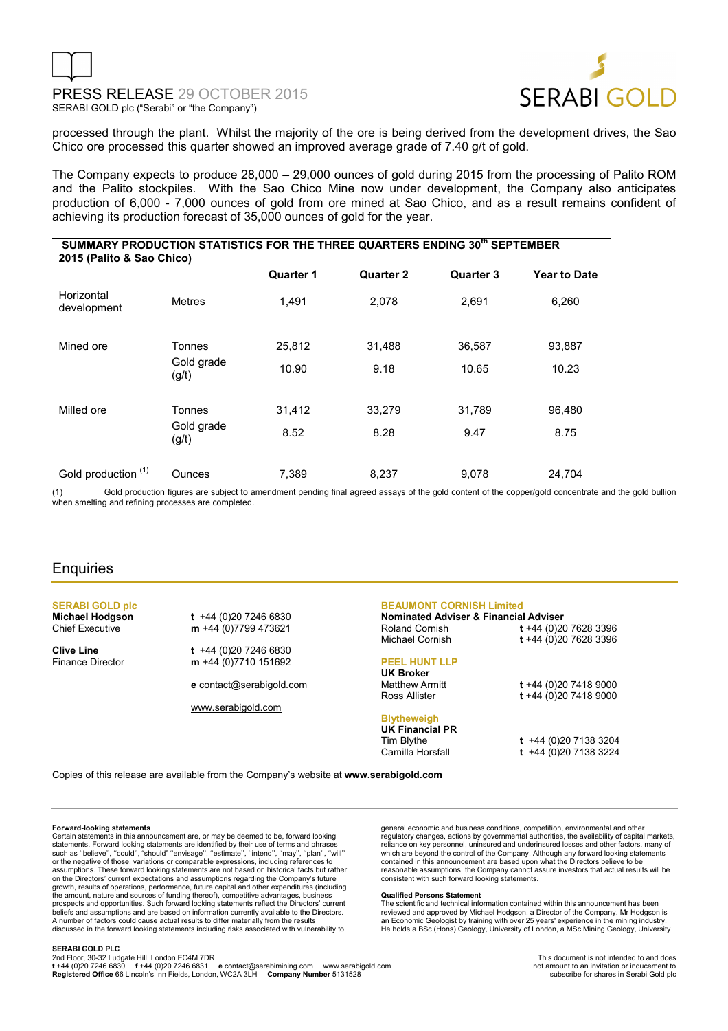processed through the plant. Whilst the majority of the ore is being derived from the development drives, the Sao Chico ore processed this quarter showed an improved average grade of 7.40 g/t of gold.

The Company expects to produce 28,000 – 29,000 ounces of gold during 2015 from the processing of Palito ROM and the Palito stockpiles. With the Sao Chico Mine now under development, the Company also anticipates production of 6,000 - 7,000 ounces of gold from ore mined at Sao Chico, and as a result remains confident of achieving its production forecast of 35,000 ounces of gold for the year.

**SUMMARY PRODUCTION STATISTICS FOR THE THREE QUARTERS ENDING 30th SEPTEMBER 2015 (Palito & Sao Chico)**

| | | Quarter 1 | Quarter 2 | Quarter 3 | Year to Date |
|---|---|---|---|---|---|
| Horizontal development | Metres | 1,491 | 2,078 | 2,691 | 6,260 |
| Mined ore | Tonnes | 25,812 | 31,488 | 36,587 | 93,887 |
| | Gold grade (g/t) | 10.90 | 9.18 | 10.65 | 10.23 |
| Milled ore | Tonnes | 31,412 | 33,279 | 31,789 | 96,480 |
| | Gold grade (g/t) | 8.52 | 8.28 | 9.47 | 8.75 |
| Gold production [1] | Ounces | 7,389 | 8,237 | 9,078 | 24,704 |

(1) Gold production figures are subject to amendment pending final agreed assays of the gold content of the copper/gold concentrate and the gold bullion when smelting and refining processes are completed.

## Enquiries

**SERABI GOLD plc**

**Michael Hodgson**
Chief Executive
t +44 (0)20 7246 6830
m +44 (0)7799 473621

**Clive Line**
Finance Director
t +44 (0)20 7246 6830
m +44 (0)7710 151692

e contact@serabigold.com

www.serabigold.com

**BEAUMONT CORNISH Limited**
**Nominated Adviser & Financial Adviser**
Roland Cornish t +44 (0)20 7628 3396
Michael Cornish t +44 (0)20 7628 3396

**PEEL HUNT LLP**
**UK Broker**
Matthew Armitt t +44 (0)20 7418 9000
Ross Allister t +44 (0)20 7418 9000

**Blytheweigh**
**UK Financial PR**
Tim Blythe t +44 (0)20 7138 3204
Camilla Horsfall t +44 (0)20 7138 3224

Copies of this release are available from the Company's website at **www.serabigold.com**

**Forward-looking statements**
Certain statements in this announcement are, or may be deemed to be, forward looking statements. Forward looking statements are identified by their use of terms and phrases such as "believe", "could", "should" "envisage", "estimate", "intend", "may", "plan", "will" or the negative of those, variations or comparable expressions, including references to assumptions. These forward looking statements are not based on historical facts but rather on the Directors' current expectations and assumptions regarding the Company's future growth, results of operations, performance, future capital and other expenditures (including the amount, nature and sources of funding thereof), competitive advantages, business prospects and opportunities. Such forward looking statements reflect the Directors' current beliefs and assumptions and are based on information currently available to the Directors. A number of factors could cause actual results to differ materially from the results discussed in the forward looking statements including risks associated with vulnerability to general economic and business conditions, competition, environmental and other regulatory changes, actions by governmental authorities, the availability of capital markets, reliance on key personnel, uninsured and underinsured losses and other factors, many of which are beyond the control of the Company. Although any forward looking statements contained in this announcement are based upon what the Directors believe to be reasonable assumptions, the Company cannot assure investors that actual results will be consistent with such forward looking statements.

**Qualified Persons Statement**
The scientific and technical information contained within this announcement has been reviewed and approved by Michael Hodgson, a Director of the Company. Mr Hodgson is an Economic Geologist by training with over 25 years' experience in the mining industry. He holds a BSc (Hons) Geology, University of London, a MSc Mining Geology, University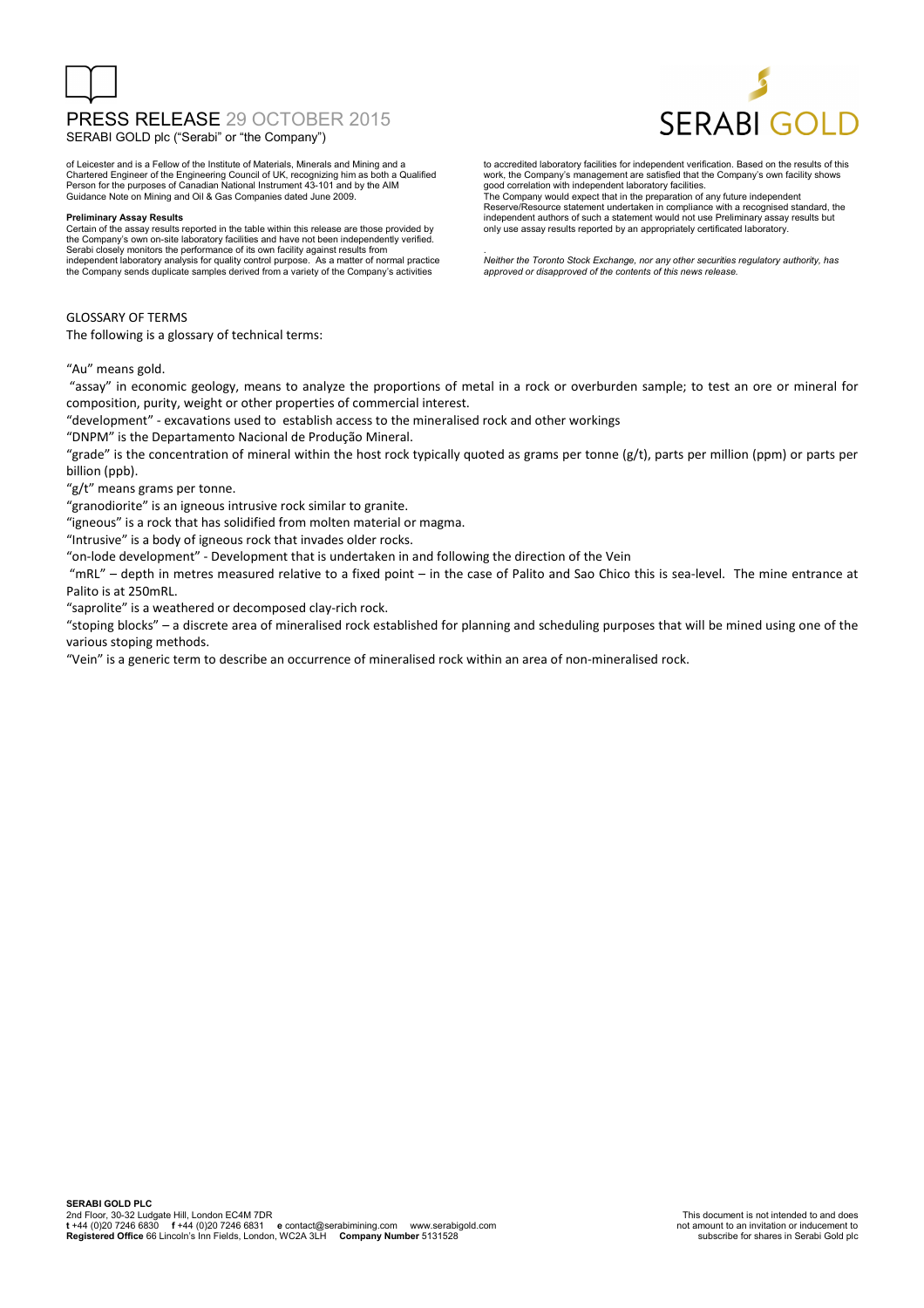of Leicester and is a Fellow of the Institute of Materials, Minerals and Mining and a Chartered Engineer of the Engineering Council of UK, recognizing him as both a Qualified Person for the purposes of Canadian National Instrument 43-101 and by the AIM Guidance Note on Mining and Oil & Gas Companies dated June 2009.

**Preliminary Assay Results**

Certain of the assay results reported in the table within this release are those provided by the Company's own on-site laboratory facilities and have not been independently verified. Serabi closely monitors the performance of its own facility against results from independent laboratory analysis for quality control purpose. As a matter of normal practice the Company sends duplicate samples derived from a variety of the Company's activities to accredited laboratory facilities for independent verification. Based on the results of this work, the Company's management are satisfied that the Company's own facility shows good correlation with independent laboratory facilities.

The Company would expect that in the preparation of any future independent Reserve/Resource statement undertaken in compliance with a recognised standard, the independent authors of such a statement would not use Preliminary assay results but only use assay results reported by an appropriately certificated laboratory.

*Neither the Toronto Stock Exchange, nor any other securities regulatory authority, has approved or disapproved of the contents of this news release.*

## GLOSSARY OF TERMS

The following is a glossary of technical terms:

"Au" means gold.

"assay" in economic geology, means to analyze the proportions of metal in a rock or overburden sample; to test an ore or mineral for composition, purity, weight or other properties of commercial interest.

"development" - excavations used to establish access to the mineralised rock and other workings

"DNPM" is the Departamento Nacional de Produção Mineral.

"grade" is the concentration of mineral within the host rock typically quoted as grams per tonne (g/t), parts per million (ppm) or parts per billion (ppb).

"g/t" means grams per tonne.

"granodiorite" is an igneous intrusive rock similar to granite.

"igneous" is a rock that has solidified from molten material or magma.

"Intrusive" is a body of igneous rock that invades older rocks.

"on-lode development" - Development that is undertaken in and following the direction of the Vein

"mRL" – depth in metres measured relative to a fixed point – in the case of Palito and Sao Chico this is sea-level. The mine entrance at Palito is at 250mRL.

"saprolite" is a weathered or decomposed clay-rich rock.

"stoping blocks" – a discrete area of mineralised rock established for planning and scheduling purposes that will be mined using one of the various stoping methods.

"Vein" is a generic term to describe an occurrence of mineralised rock within an area of non-mineralised rock.